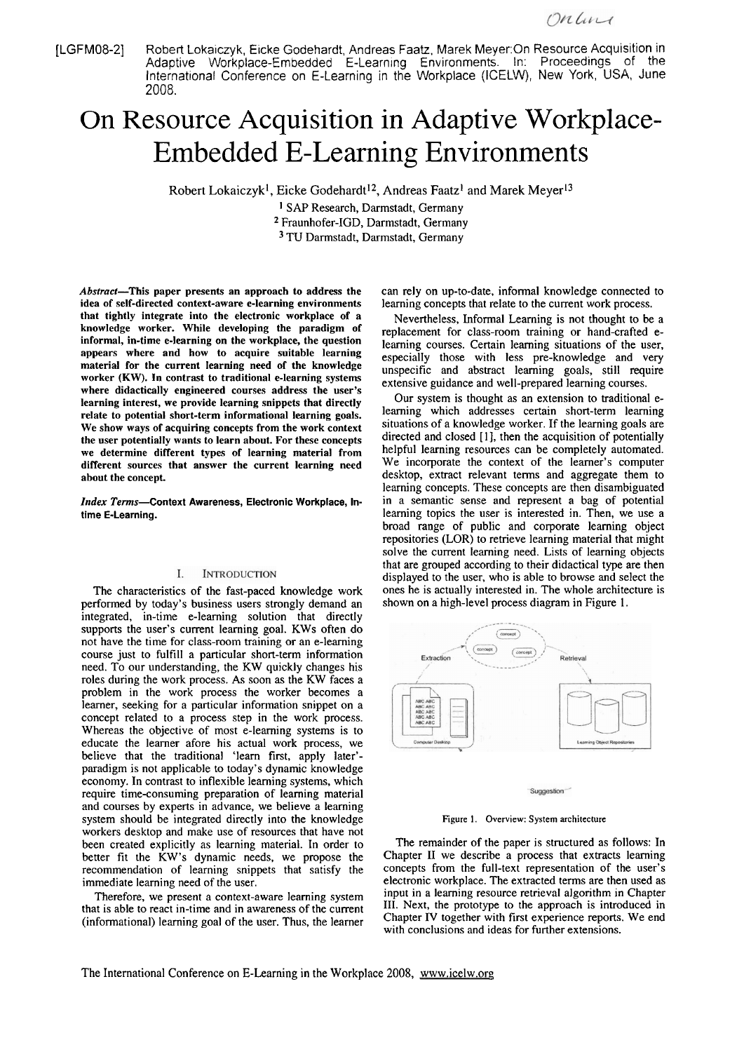[LGFM08-2] Robert Lokaiczyk, Eicke Godehardt, Andreas Faatz, Marek Meyer: On Resource Acquisition in Adaptive Workplace-Embedded E-Learning Environments. In: Proceedings of the International Conference on E-Learning in the Workplace (ICELW), New York, USA, June 2008.

# On Resource Acquisition in Adaptive Workplace-Embedded E-Learning Environments

Robert Lokaiczyk[1], Eicke Godehardt[1,2], Andreas Faatz[1] and Marek Meyer[1,3]

[1] SAP Research, Darmstadt, Germany
[2] Fraunhofer-IGD, Darmstadt, Germany
[3] TU Darmstadt, Darmstadt, Germany

***Abstract*—This paper presents an approach to address the idea of self-directed context-aware e-learning environments that tightly integrate into the electronic workplace of a knowledge worker. While developing the paradigm of informal, in-time e-learning on the workplace, the question appears where and how to acquire suitable learning material for the current learning need of the knowledge worker (KW). In contrast to traditional e-learning systems where didactically engineered courses address the user's learning interest, we provide learning snippets that directly relate to potential short-term informational learning goals. We show ways of acquiring concepts from the work context the user potentially wants to learn about. For these concepts we determine different types of learning material from different sources that answer the current learning need about the concept.**

***Index Terms*—Context Awareness, Electronic Workplace, In-time E-Learning.**

## I. Introduction

The characteristics of the fast-paced knowledge work performed by today's business users strongly demand an integrated, in-time e-learning solution that directly supports the user's current learning goal. KWs often do not have the time for class-room training or an e-learning course just to fulfill a particular short-term information need. To our understanding, the KW quickly changes his roles during the work process. As soon as the KW faces a problem in the work process the worker becomes a learner, seeking for a particular information snippet on a concept related to a process step in the work process. Whereas the objective of most e-learning systems is to educate the learner afore his actual work process, we believe that the traditional 'learn first, apply later'-paradigm is not applicable to today's dynamic knowledge economy. In contrast to inflexible learning systems, which require time-consuming preparation of learning material and courses by experts in advance, we believe a learning system should be integrated directly into the knowledge workers desktop and make use of resources that have not been created explicitly as learning material. In order to better fit the KW's dynamic needs, we propose the recommendation of learning snippets that satisfy the immediate learning need of the user.

Therefore, we present a context-aware learning system that is able to react in-time and in awareness of the current (informational) learning goal of the user. Thus, the learner can rely on up-to-date, informal knowledge connected to learning concepts that relate to the current work process.

Nevertheless, Informal Learning is not thought to be a replacement for class-room training or hand-crafted e-learning courses. Certain learning situations of the user, especially those with less pre-knowledge and very unspecific and abstract learning goals, still require extensive guidance and well-prepared learning courses.

Our system is thought as an extension to traditional e-learning which addresses certain short-term learning situations of a knowledge worker. If the learning goals are directed and closed [1], then the acquisition of potentially helpful learning resources can be completely automated. We incorporate the context of the learner's computer desktop, extract relevant terms and aggregate them to learning concepts. These concepts are then disambiguated in a semantic sense and represent a bag of potential learning topics the user is interested in. Then, we use a broad range of public and corporate learning object repositories (LOR) to retrieve learning material that might solve the current learning need. Lists of learning objects that are grouped according to their didactical type are then displayed to the user, who is able to browse and select the ones he is actually interested in. The whole architecture is shown on a high-level process diagram in Figure 1.

Figure 1. Overview: System architecture

The remainder of the paper is structured as follows: In Chapter II we describe a process that extracts learning concepts from the full-text representation of the user's electronic workplace. The extracted terms are then used as input in a learning resource retrieval algorithm in Chapter III. Next, the prototype to the approach is introduced in Chapter IV together with first experience reports. We end with conclusions and ideas for further extensions.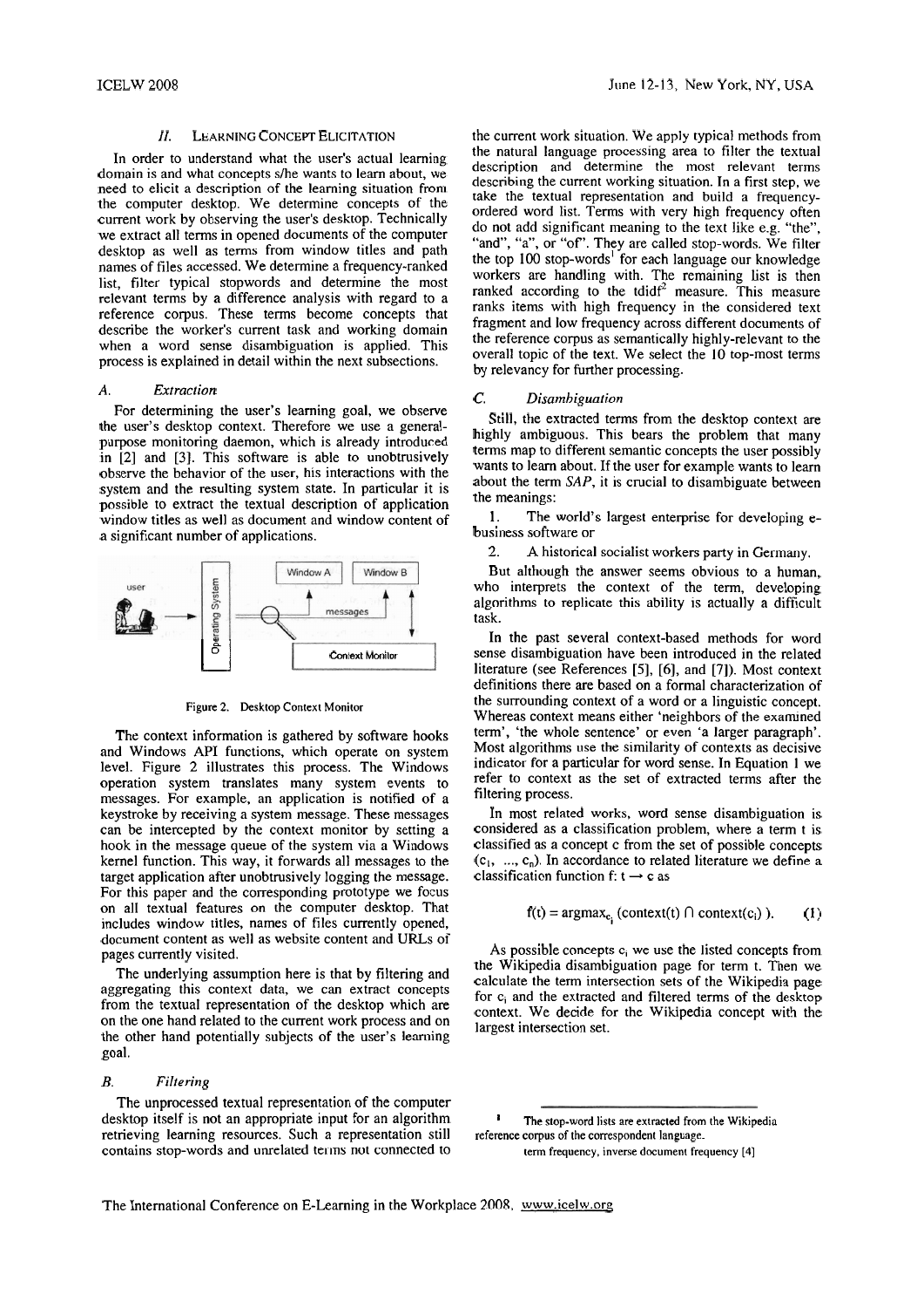## II. Learning Concept Elicitation

In order to understand what the user's actual learning domain is and what concepts s/he wants to learn about, we need to elicit a description of the learning situation from the computer desktop. We determine concepts of the current work by observing the user's desktop. Technically we extract all terms in opened documents of the computer desktop as well as terms from window titles and path names of files accessed. We determine a frequency-ranked list, filter typical stopwords and determine the most relevant terms by a difference analysis with regard to a reference corpus. These terms become concepts that describe the worker's current task and working domain when a word sense disambiguation is applied. This process is explained in detail within the next subsections.

### A. Extraction

For determining the user's learning goal, we observe the user's desktop context. Therefore we use a general-purpose monitoring daemon, which is already introduced in [2] and [3]. This software is able to unobtrusively observe the behavior of the user, his interactions with the system and the resulting system state. In particular it is possible to extract the textual description of application window titles as well as document and window content of a significant number of applications.

Figure 2. Desktop Context Monitor

The context information is gathered by software hooks and Windows API functions, which operate on system level. Figure 2 illustrates this process. The Windows operation system translates many system events to messages. For example, an application is notified of a keystroke by receiving a system message. These messages can be intercepted by the context monitor by setting a hook in the message queue of the system via a Windows kernel function. This way, it forwards all messages to the target application after unobtrusively logging the message. For this paper and the corresponding prototype we focus on all textual features on the computer desktop. That includes window titles, names of files currently opened, document content as well as website content and URLs of pages currently visited.

The underlying assumption here is that by filtering and aggregating this context data, we can extract concepts from the textual representation of the desktop which are on the one hand related to the current work process and on the other hand potentially subjects of the user's learning goal.

### B. Filtering

The unprocessed textual representation of the computer desktop itself is not an appropriate input for an algorithm retrieving learning resources. Such a representation still contains stop-words and unrelated terms not connected to the current work situation. We apply typical methods from the natural language processing area to filter the textual description and determine the most relevant terms describing the current working situation. In a first step, we take the textual representation and build a frequency-ordered word list. Terms with very high frequency often do not add significant meaning to the text like e.g. "the", "and", "a", or "of". They are called stop-words. We filter the top 100 stop-words[1] for each language our knowledge workers are handling with. The remaining list is then ranked according to the tdidf[2] measure. This measure ranks items with high frequency in the considered text fragment and low frequency across different documents of the reference corpus as semantically highly-relevant to the overall topic of the text. We select the 10 top-most terms by relevancy for further processing.

### C. Disambiguation

Still, the extracted terms from the desktop context are highly ambiguous. This bears the problem that many terms map to different semantic concepts the user possibly wants to learn about. If the user for example wants to learn about the term *SAP*, it is crucial to disambiguate between the meanings:

1. The world's largest enterprise for developing e-business software or
2. A historical socialist workers party in Germany.

But although the answer seems obvious to a human, who interprets the context of the term, developing algorithms to replicate this ability is actually a difficult task.

In the past several context-based methods for word sense disambiguation have been introduced in the related literature (see References [5], [6], and [7]). Most context definitions there are based on a formal characterization of the surrounding context of a word or a linguistic concept. Whereas context means either 'neighbors of the examined term', 'the whole sentence' or even 'a larger paragraph'. Most algorithms use the similarity of contexts as decisive indicator for a particular for word sense. In Equation 1 we refer to context as the set of extracted terms after the filtering process.

In most related works, word sense disambiguation is considered as a classification problem, where a term t is classified as a concept c from the set of possible concepts $(c_1, \ldots, c_n)$. In accordance to related literature we define a classification function $f: t \rightarrow c$ as

$$f(t) = \operatorname{argmax}_{c_i} (\text{context}(t) \cap \text{context}(c_i)). \qquad (1)$$

As possible concepts $c_i$ we use the listed concepts from the Wikipedia disambiguation page for term t. Then we calculate the term intersection sets of the Wikipedia page for $c_i$ and the extracted and filtered terms of the desktop context. We decide for the Wikipedia concept with the largest intersection set.

---

[1] The stop-word lists are extracted from the Wikipedia reference corpus of the correspondent language.

[2] term frequency, inverse document frequency [4]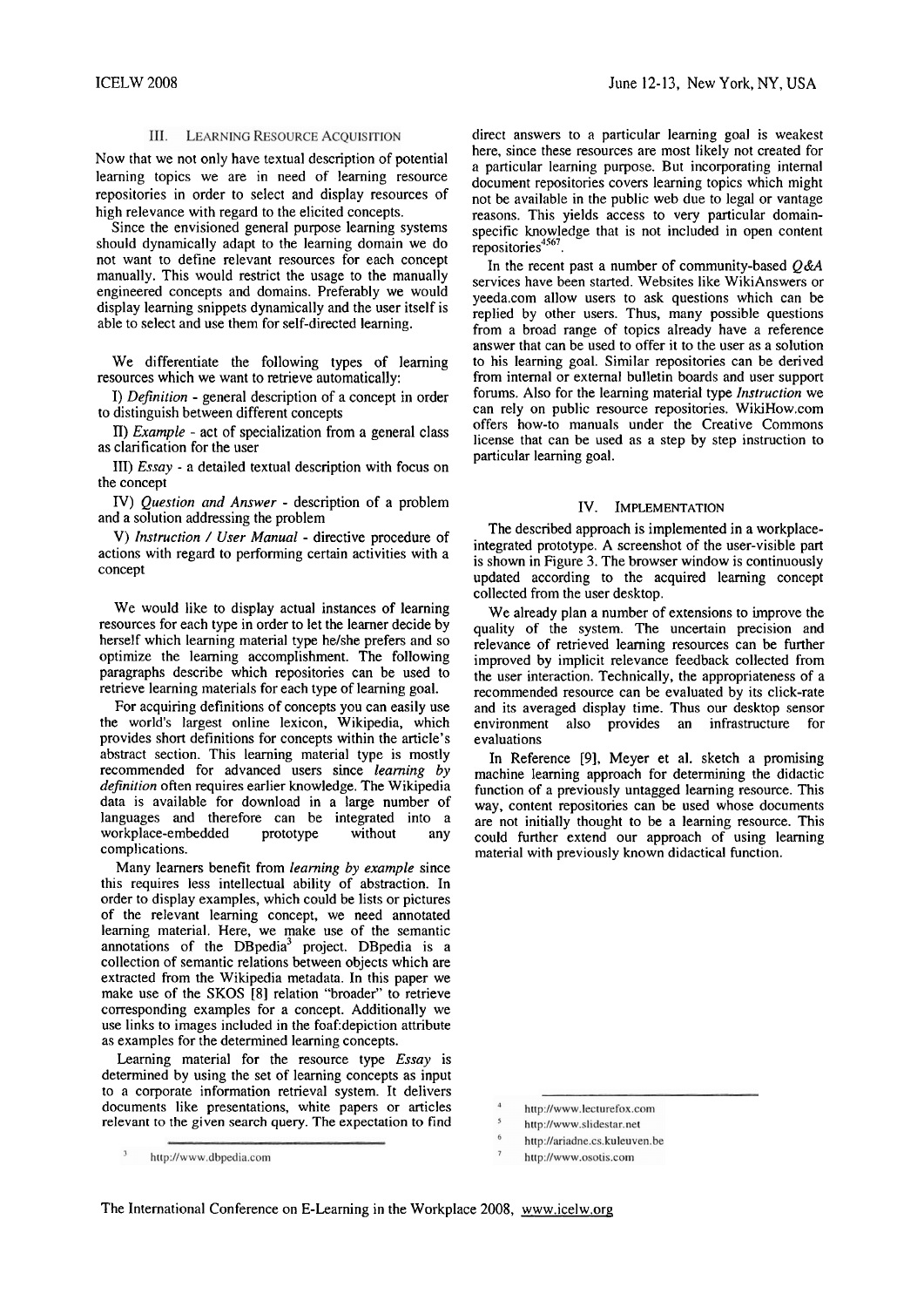## III. Learning Resource Acquisition

Now that we not only have textual description of potential learning topics we are in need of learning resource repositories in order to select and display resources of high relevance with regard to the elicited concepts.

Since the envisioned general purpose learning systems should dynamically adapt to the learning domain we do not want to define relevant resources for each concept manually. This would restrict the usage to the manually engineered concepts and domains. Preferably we would display learning snippets dynamically and the user itself is able to select and use them for self-directed learning.

We differentiate the following types of learning resources which we want to retrieve automatically:

I) *Definition* - general description of a concept in order to distinguish between different concepts

II) *Example* - act of specialization from a general class as clarification for the user

III) *Essay* - a detailed textual description with focus on the concept

IV) *Question and Answer* - description of a problem and a solution addressing the problem

V) *Instruction / User Manual* - directive procedure of actions with regard to performing certain activities with a concept

We would like to display actual instances of learning resources for each type in order to let the learner decide by herself which learning material type he/she prefers and so optimize the learning accomplishment. The following paragraphs describe which repositories can be used to retrieve learning materials for each type of learning goal.

For acquiring definitions of concepts you can easily use the world's largest online lexicon, Wikipedia, which provides short definitions for concepts within the article's abstract section. This learning material type is mostly recommended for advanced users since *learning by definition* often requires earlier knowledge. The Wikipedia data is available for download in a large number of languages and therefore can be integrated into a workplace-embedded prototype without any complications.

Many learners benefit from *learning by example* since this requires less intellectual ability of abstraction. In order to display examples, which could be lists or pictures of the relevant learning concept, we need annotated learning material. Here, we make use of the semantic annotations of the DBpedia[3] project. DBpedia is a collection of semantic relations between objects which are extracted from the Wikipedia metadata. In this paper we make use of the SKOS [8] relation "broader" to retrieve corresponding examples for a concept. Additionally we use links to images included in the foaf:depiction attribute as examples for the determined learning concepts.

Learning material for the resource type *Essay* is determined by using the set of learning concepts as input to a corporate information retrieval system. It delivers documents like presentations, white papers or articles relevant to the given search query. The expectation to find direct answers to a particular learning goal is weakest here, since these resources are most likely not created for a particular learning purpose. But incorporating internal document repositories covers learning topics which might not be available in the public web due to legal or vantage reasons. This yields access to very particular domain-specific knowledge that is not included in open content repositories[4567].

In the recent past a number of community-based *Q&A* services have been started. Websites like WikiAnswers or yeeda.com allow users to ask questions which can be replied by other users. Thus, many possible questions from a broad range of topics already have a reference answer that can be used to offer it to the user as a solution to his learning goal. Similar repositories can be derived from internal or external bulletin boards and user support forums. Also for the learning material type *Instruction* we can rely on public resource repositories. WikiHow.com offers how-to manuals under the Creative Commons license that can be used as a step by step instruction to particular learning goal.

## IV. Implementation

The described approach is implemented in a workplace-integrated prototype. A screenshot of the user-visible part is shown in Figure 3. The browser window is continuously updated according to the acquired learning concept collected from the user desktop.

We already plan a number of extensions to improve the quality of the system. The uncertain precision and relevance of retrieved learning resources can be further improved by implicit relevance feedback collected from the user interaction. Technically, the appropriateness of a recommended resource can be evaluated by its click-rate and its averaged display time. Thus our desktop sensor environment also provides an infrastructure for evaluations

In Reference [9], Meyer et al. sketch a promising machine learning approach for determining the didactic function of a previously untagged learning resource. This way, content repositories can be used whose documents are not initially thought to be a learning resource. This could further extend our approach of using learning material with previously known didactical function.

---

[3] http://www.dbpedia.com

[4] http://www.lecturefox.com

[5] http://www.slidestar.net

[6] http://ariadne.cs.kuleuven.be

[7] http://www.osotis.com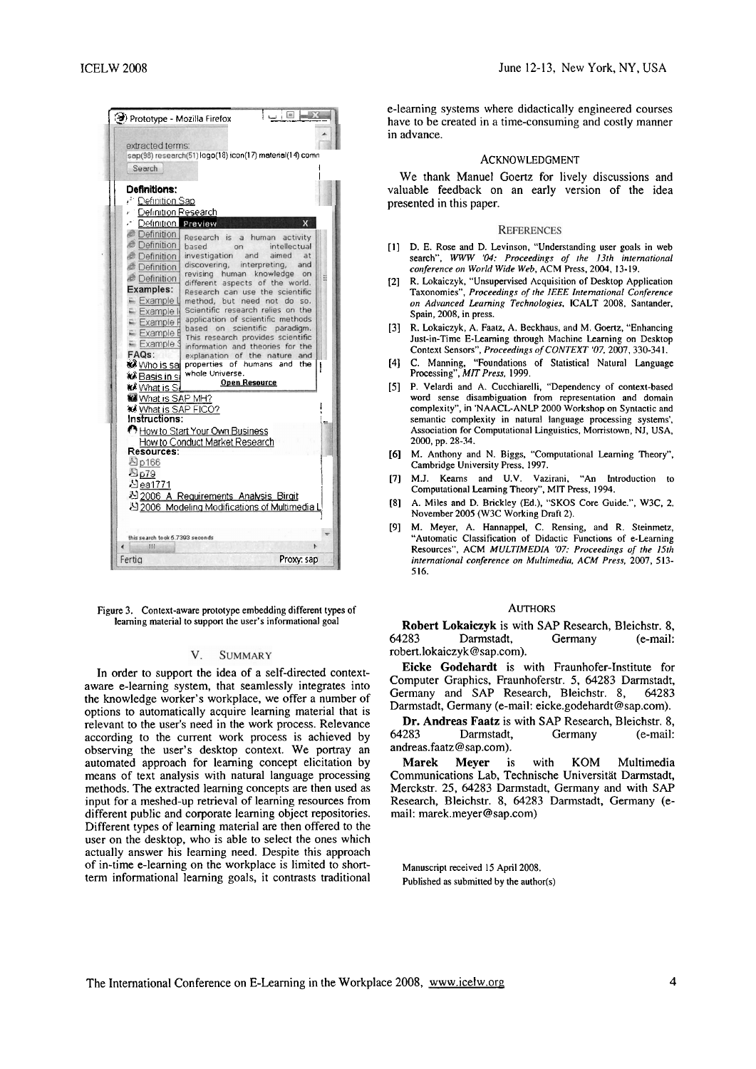Figure 3. Context-aware prototype embedding different types of learning material to support the user's informational goal

## V. SUMMARY

In order to support the idea of a self-directed context-aware e-learning system, that seamlessly integrates into the knowledge worker's workplace, we offer a number of options to automatically acquire learning material that is relevant to the user's need in the work process. Relevance according to the current work process is achieved by observing the user's desktop context. We portray an automated approach for learning concept elicitation by means of text analysis with natural language processing methods. The extracted learning concepts are then used as input for a meshed-up retrieval of learning resources from different public and corporate learning object repositories. Different types of learning material are then offered to the user on the desktop, who is able to select the ones which actually answer his learning need. Despite this approach of in-time e-learning on the workplace is limited to short-term informational learning goals, it contrasts traditional e-learning systems where didactically engineered courses have to be created in a time-consuming and costly manner in advance.

## ACKNOWLEDGMENT

We thank Manuel Goertz for lively discussions and valuable feedback on an early version of the idea presented in this paper.

## REFERENCES

[1] D. E. Rose and D. Levinson, "Understanding user goals in web search", *WWW '04: Proceedings of the 13th international conference on World Wide Web*, ACM Press, 2004, 13-19.

[2] R. Lokaiczyk, "Unsupervised Acquisition of Desktop Application Taxonomies", *Proceedings of the IEEE International Conference on Advanced Learning Technologies*, ICALT 2008, Santander, Spain, 2008, in press.

[3] R. Lokaiczyk, A. Faatz, A. Beckhaus, and M. Goertz, "Enhancing Just-in-Time E-Learning through Machine Learning on Desktop Context Sensors", *Proceedings of CONTEXT '07*, 2007, 330-341.

[4] C. Manning, "Foundations of Statistical Natural Language Processing", *MIT Press*, 1999.

[5] P. Velardi and A. Cucchiarelli, "Dependency of context-based word sense disambiguation from representation and domain complexity", in 'NAACL-ANLP 2000 Workshop on Syntactic and semantic complexity in natural language processing systems', Association for Computational Linguistics, Morristown, NJ, USA, 2000, pp. 28-34.

[6] M. Anthony and N. Biggs, "Computational Learning Theory", Cambridge University Press, 1997.

[7] M.J. Kearns and U.V. Vazirani, "An Introduction to Computational Learning Theory", MIT Press, 1994.

[8] A. Miles and D. Brickley (Ed.), "SKOS Core Guide.", W3C, 2. November 2005 (W3C Working Draft 2).

[9] M. Meyer, A. Hannappel, C. Rensing, and R. Steinmetz, "Automatic Classification of Didactic Functions of e-Learning Resources", ACM *MULTIMEDIA '07: Proceedings of the 15th international conference on Multimedia, ACM Press*, 2007, 513-516.

## AUTHORS

**Robert Lokaiczyk** is with SAP Research, Bleichstr. 8, 64283 Darmstadt, Germany (e-mail: robert.lokaiczyk@sap.com).

**Eicke Godehardt** is with Fraunhofer-Institute for Computer Graphics, Fraunhoferstr. 5, 64283 Darmstadt, Germany and SAP Research, Bleichstr. 8, 64283 Darmstadt, Germany (e-mail: eicke.godehardt@sap.com).

**Dr. Andreas Faatz** is with SAP Research, Bleichstr. 8, 64283 Darmstadt, Germany (e-mail: andreas.faatz@sap.com).

**Marek Meyer** is with KOM Multimedia Communications Lab, Technische Universität Darmstadt, Merckstr. 25, 64283 Darmstadt, Germany and with SAP Research, Bleichstr. 8, 64283 Darmstadt, Germany (e-mail: marek.meyer@sap.com)

Manuscript received 15 April 2008.
Published as submitted by the author(s)